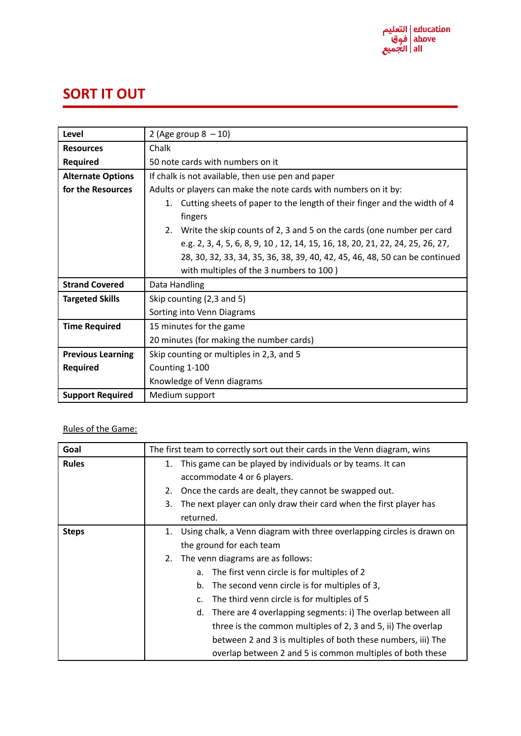# SORT IT OUT

| **Level** | 2 (Age group 8 – 10) |
|---|---|
| **Resources Required** | Chalk<br>50 note cards with numbers on it |
| **Alternate Options for the Resources** | If chalk is not available, then use pen and paper<br>Adults or players can make the note cards with numbers on it by:<br>1. Cutting sheets of paper to the length of their finger and the width of 4 fingers<br>2. Write the skip counts of 2, 3 and 5 on the cards (one number per card e.g. 2, 3, 4, 5, 6, 8, 9, 10 , 12, 14, 15, 16, 18, 20, 21, 22, 24, 25, 26, 27, 28, 30, 32, 33, 34, 35, 36, 38, 39, 40, 42, 45, 46, 48, 50 can be continued with multiples of the 3 numbers to 100 ) |
| **Strand Covered** | Data Handling |
| **Targeted Skills** | Skip counting (2,3 and 5)<br>Sorting into Venn Diagrams |
| **Time Required** | 15 minutes for the game<br>20 minutes (for making the number cards) |
| **Previous Learning Required** | Skip counting or multiples in 2,3, and 5<br>Counting 1-100<br>Knowledge of Venn diagrams |
| **Support Required** | Medium support |

Rules of the Game:

| **Goal** | The first team to correctly sort out their cards in the Venn diagram, wins |
|---|---|
| **Rules** | 1. This game can be played by individuals or by teams. It can accommodate 4 or 6 players.<br>2. Once the cards are dealt, they cannot be swapped out.<br>3. The next player can only draw their card when the first player has returned. |
| **Steps** | 1. Using chalk, a Venn diagram with three overlapping circles is drawn on the ground for each team<br>2. The venn diagrams are as follows:<br>a. The first venn circle is for multiples of 2<br>b. The second venn circle is for multiples of 3,<br>c. The third venn circle is for multiples of 5<br>d. There are 4 overlapping segments: i) The overlap between all three is the common multiples of 2, 3 and 5, ii) The overlap between 2 and 3 is multiples of both these numbers, iii) The overlap between 2 and 5 is common multiples of both these |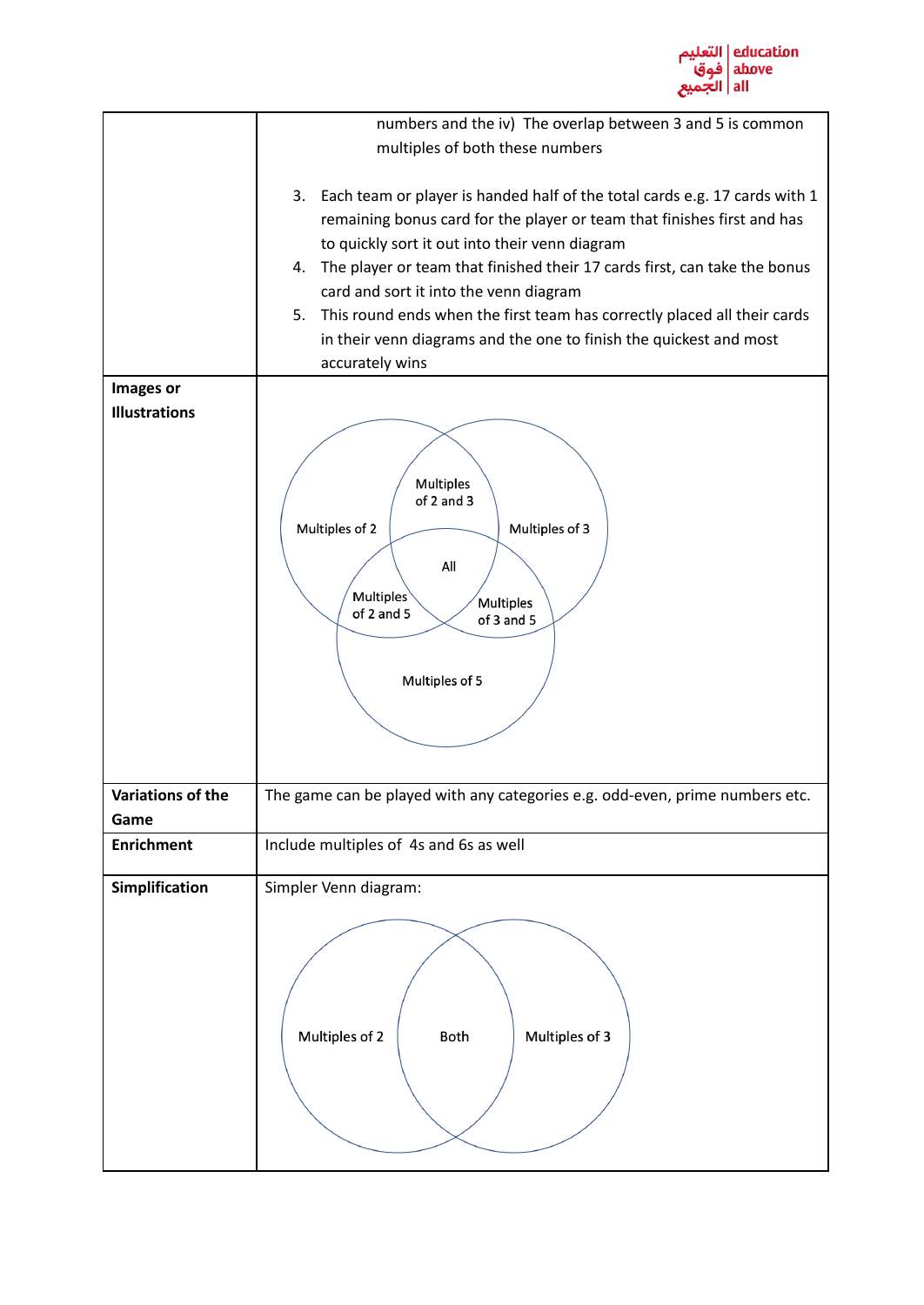| | |
|---|---|
| | numbers and the iv) The overlap between 3 and 5 is common multiples of both these numbers<br><br>3. Each team or player is handed half of the total cards e.g. 17 cards with 1 remaining bonus card for the player or team that finishes first and has to quickly sort it out into their venn diagram<br>4. The player or team that finished their 17 cards first, can take the bonus card and sort it into the venn diagram<br>5. This round ends when the first team has correctly placed all their cards in their venn diagrams and the one to finish the quickest and most accurately wins |
| **Images or Illustrations** | Multiples of 2, Multiples of 3, Multiples of 5, Multiples of 2 and 3, Multiples of 2 and 5, Multiples of 3 and 5, All |
| **Variations of the Game** | The game can be played with any categories e.g. odd-even, prime numbers etc. |
| **Enrichment** | Include multiples of 4s and 6s as well |
| **Simplification** | Simpler Venn diagram:<br><br>Multiples of 2, Both, Multiples of 3 |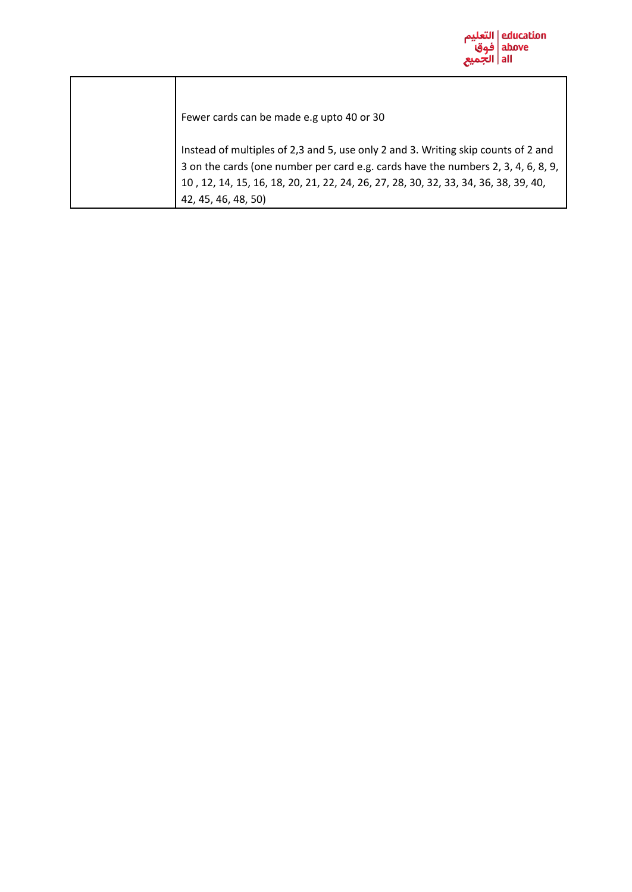| | |
|---|---|
| | Fewer cards can be made e.g upto 40 or 30<br><br>Instead of multiples of 2,3 and 5, use only 2 and 3. Writing skip counts of 2 and 3 on the cards (one number per card e.g. cards have the numbers 2, 3, 4, 6, 8, 9, 10 , 12, 14, 15, 16, 18, 20, 21, 22, 24, 26, 27, 28, 30, 32, 33, 34, 36, 38, 39, 40, 42, 45, 46, 48, 50) |